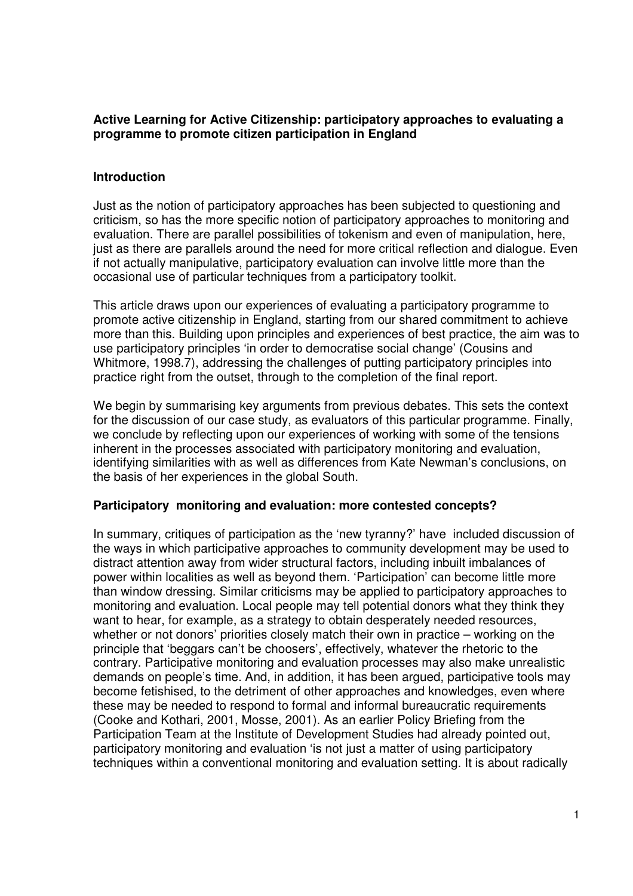**Active Learning for Active Citizenship: participatory approaches to evaluating a programme to promote citizen participation in England**

## Introduction

Just as the notion of participatory approaches has been subjected to questioning and criticism, so has the more specific notion of participatory approaches to monitoring and evaluation. There are parallel possibilities of tokenism and even of manipulation, here, just as there are parallels around the need for more critical reflection and dialogue. Even if not actually manipulative, participatory evaluation can involve little more than the occasional use of particular techniques from a participatory toolkit.

This article draws upon our experiences of evaluating a participatory programme to promote active citizenship in England, starting from our shared commitment to achieve more than this. Building upon principles and experiences of best practice, the aim was to use participatory principles 'in order to democratise social change' (Cousins and Whitmore, 1998.7), addressing the challenges of putting participatory principles into practice right from the outset, through to the completion of the final report.

We begin by summarising key arguments from previous debates. This sets the context for the discussion of our case study, as evaluators of this particular programme. Finally, we conclude by reflecting upon our experiences of working with some of the tensions inherent in the processes associated with participatory monitoring and evaluation, identifying similarities with as well as differences from Kate Newman's conclusions, on the basis of her experiences in the global South.

## Participatory monitoring and evaluation: more contested concepts?

In summary, critiques of participation as the 'new tyranny?' have included discussion of the ways in which participative approaches to community development may be used to distract attention away from wider structural factors, including inbuilt imbalances of power within localities as well as beyond them. 'Participation' can become little more than window dressing. Similar criticisms may be applied to participatory approaches to monitoring and evaluation. Local people may tell potential donors what they think they want to hear, for example, as a strategy to obtain desperately needed resources, whether or not donors' priorities closely match their own in practice – working on the principle that 'beggars can't be choosers', effectively, whatever the rhetoric to the contrary. Participative monitoring and evaluation processes may also make unrealistic demands on people's time. And, in addition, it has been argued, participative tools may become fetishised, to the detriment of other approaches and knowledges, even where these may be needed to respond to formal and informal bureaucratic requirements (Cooke and Kothari, 2001, Mosse, 2001). As an earlier Policy Briefing from the Participation Team at the Institute of Development Studies had already pointed out, participatory monitoring and evaluation 'is not just a matter of using participatory techniques within a conventional monitoring and evaluation setting. It is about radically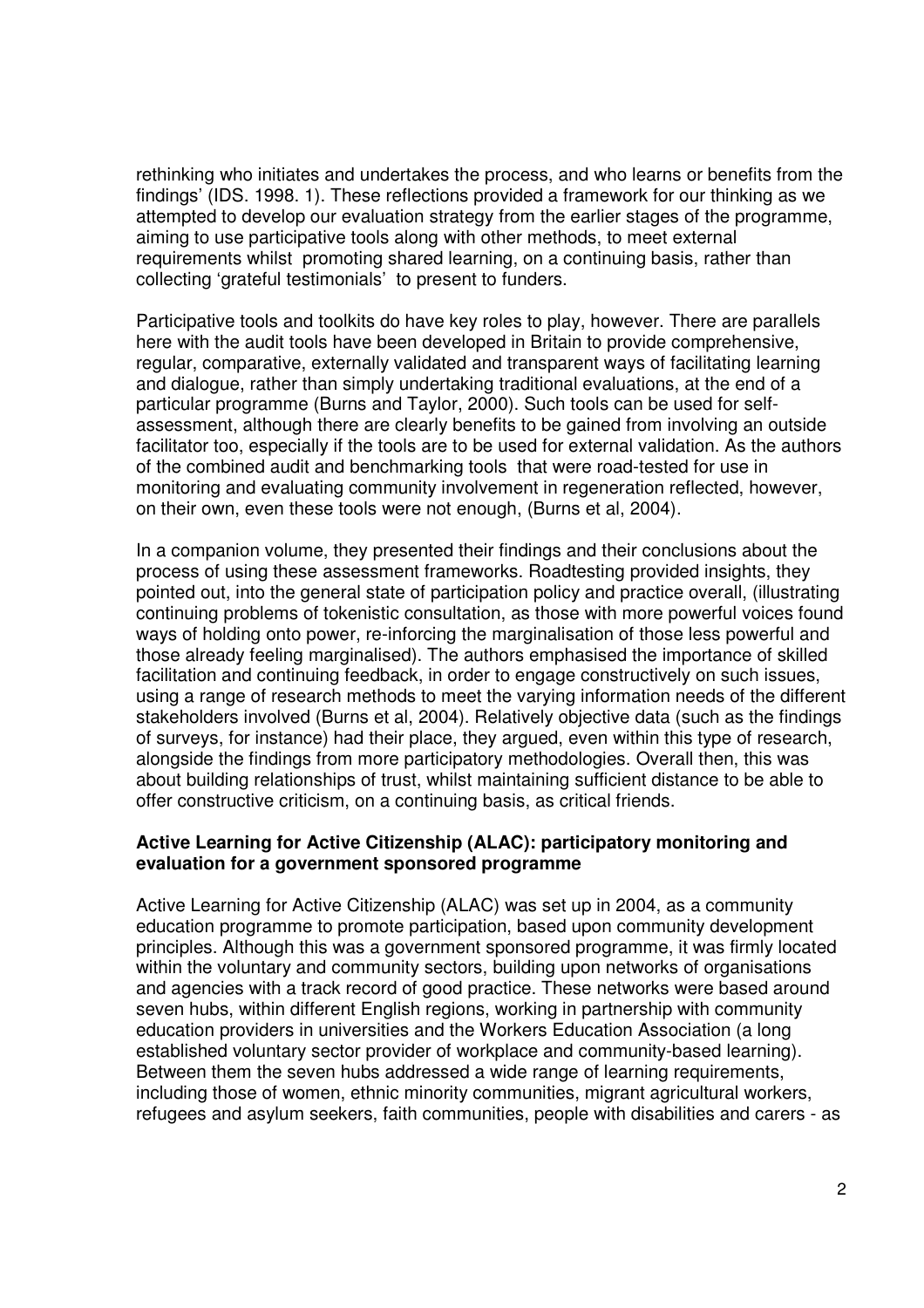rethinking who initiates and undertakes the process, and who learns or benefits from the findings' (IDS. 1998. 1). These reflections provided a framework for our thinking as we attempted to develop our evaluation strategy from the earlier stages of the programme, aiming to use participative tools along with other methods, to meet external requirements whilst promoting shared learning, on a continuing basis, rather than collecting 'grateful testimonials' to present to funders.

Participative tools and toolkits do have key roles to play, however. There are parallels here with the audit tools have been developed in Britain to provide comprehensive, regular, comparative, externally validated and transparent ways of facilitating learning and dialogue, rather than simply undertaking traditional evaluations, at the end of a particular programme (Burns and Taylor, 2000). Such tools can be used for self-assessment, although there are clearly benefits to be gained from involving an outside facilitator too, especially if the tools are to be used for external validation. As the authors of the combined audit and benchmarking tools that were road-tested for use in monitoring and evaluating community involvement in regeneration reflected, however, on their own, even these tools were not enough, (Burns et al, 2004).

In a companion volume, they presented their findings and their conclusions about the process of using these assessment frameworks. Roadtesting provided insights, they pointed out, into the general state of participation policy and practice overall, (illustrating continuing problems of tokenistic consultation, as those with more powerful voices found ways of holding onto power, re-inforcing the marginalisation of those less powerful and those already feeling marginalised). The authors emphasised the importance of skilled facilitation and continuing feedback, in order to engage constructively on such issues, using a range of research methods to meet the varying information needs of the different stakeholders involved (Burns et al, 2004). Relatively objective data (such as the findings of surveys, for instance) had their place, they argued, even within this type of research, alongside the findings from more participatory methodologies. Overall then, this was about building relationships of trust, whilst maintaining sufficient distance to be able to offer constructive criticism, on a continuing basis, as critical friends.

### Active Learning for Active Citizenship (ALAC): participatory monitoring and evaluation for a government sponsored programme

Active Learning for Active Citizenship (ALAC) was set up in 2004, as a community education programme to promote participation, based upon community development principles. Although this was a government sponsored programme, it was firmly located within the voluntary and community sectors, building upon networks of organisations and agencies with a track record of good practice. These networks were based around seven hubs, within different English regions, working in partnership with community education providers in universities and the Workers Education Association (a long established voluntary sector provider of workplace and community-based learning). Between them the seven hubs addressed a wide range of learning requirements, including those of women, ethnic minority communities, migrant agricultural workers, refugees and asylum seekers, faith communities, people with disabilities and carers - as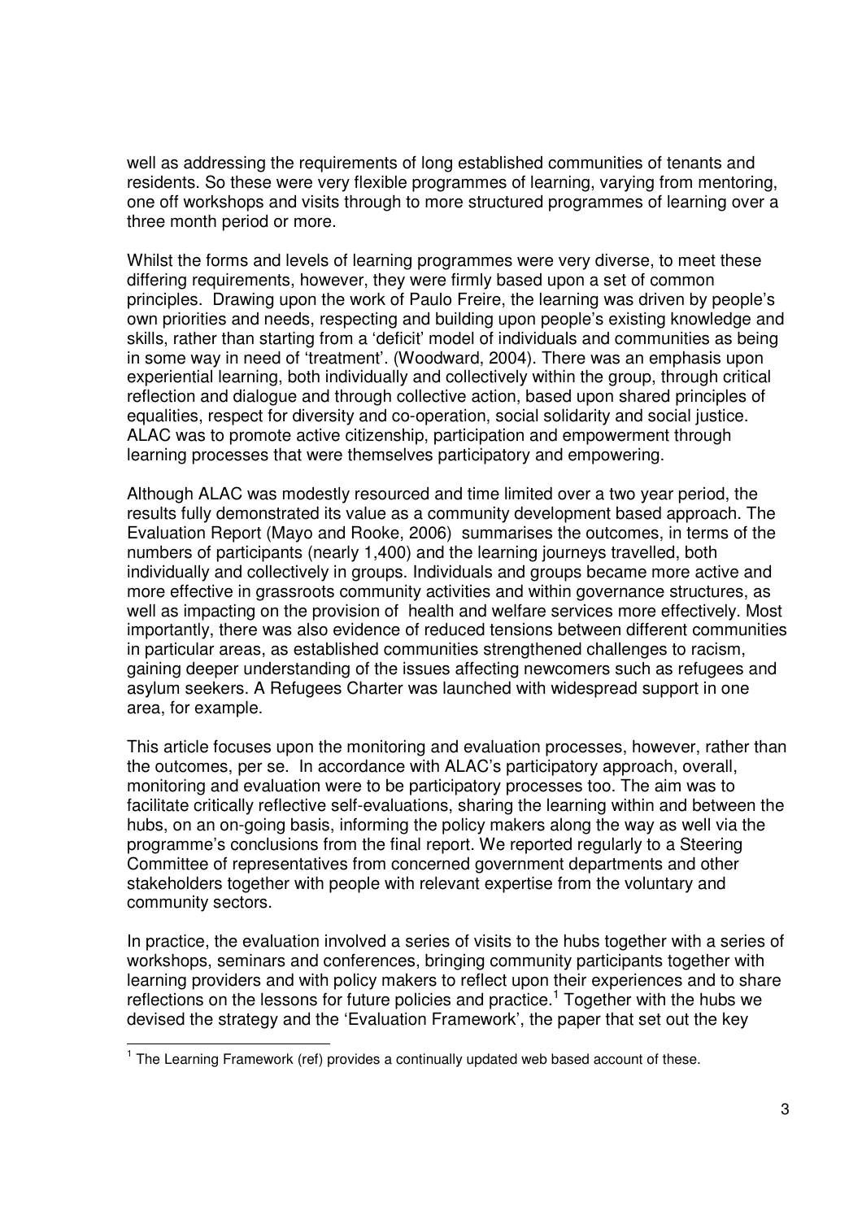well as addressing the requirements of long established communities of tenants and residents. So these were very flexible programmes of learning, varying from mentoring, one off workshops and visits through to more structured programmes of learning over a three month period or more.

Whilst the forms and levels of learning programmes were very diverse, to meet these differing requirements, however, they were firmly based upon a set of common principles. Drawing upon the work of Paulo Freire, the learning was driven by people's own priorities and needs, respecting and building upon people's existing knowledge and skills, rather than starting from a 'deficit' model of individuals and communities as being in some way in need of 'treatment'. (Woodward, 2004). There was an emphasis upon experiential learning, both individually and collectively within the group, through critical reflection and dialogue and through collective action, based upon shared principles of equalities, respect for diversity and co-operation, social solidarity and social justice. ALAC was to promote active citizenship, participation and empowerment through learning processes that were themselves participatory and empowering.

Although ALAC was modestly resourced and time limited over a two year period, the results fully demonstrated its value as a community development based approach. The Evaluation Report (Mayo and Rooke, 2006) summarises the outcomes, in terms of the numbers of participants (nearly 1,400) and the learning journeys travelled, both individually and collectively in groups. Individuals and groups became more active and more effective in grassroots community activities and within governance structures, as well as impacting on the provision of health and welfare services more effectively. Most importantly, there was also evidence of reduced tensions between different communities in particular areas, as established communities strengthened challenges to racism, gaining deeper understanding of the issues affecting newcomers such as refugees and asylum seekers. A Refugees Charter was launched with widespread support in one area, for example.

This article focuses upon the monitoring and evaluation processes, however, rather than the outcomes, per se. In accordance with ALAC's participatory approach, overall, monitoring and evaluation were to be participatory processes too. The aim was to facilitate critically reflective self-evaluations, sharing the learning within and between the hubs, on an on-going basis, informing the policy makers along the way as well via the programme's conclusions from the final report. We reported regularly to a Steering Committee of representatives from concerned government departments and other stakeholders together with people with relevant expertise from the voluntary and community sectors.

In practice, the evaluation involved a series of visits to the hubs together with a series of workshops, seminars and conferences, bringing community participants together with learning providers and with policy makers to reflect upon their experiences and to share reflections on the lessons for future policies and practice.[1] Together with the hubs we devised the strategy and the 'Evaluation Framework', the paper that set out the key

[1] The Learning Framework (ref) provides a continually updated web based account of these.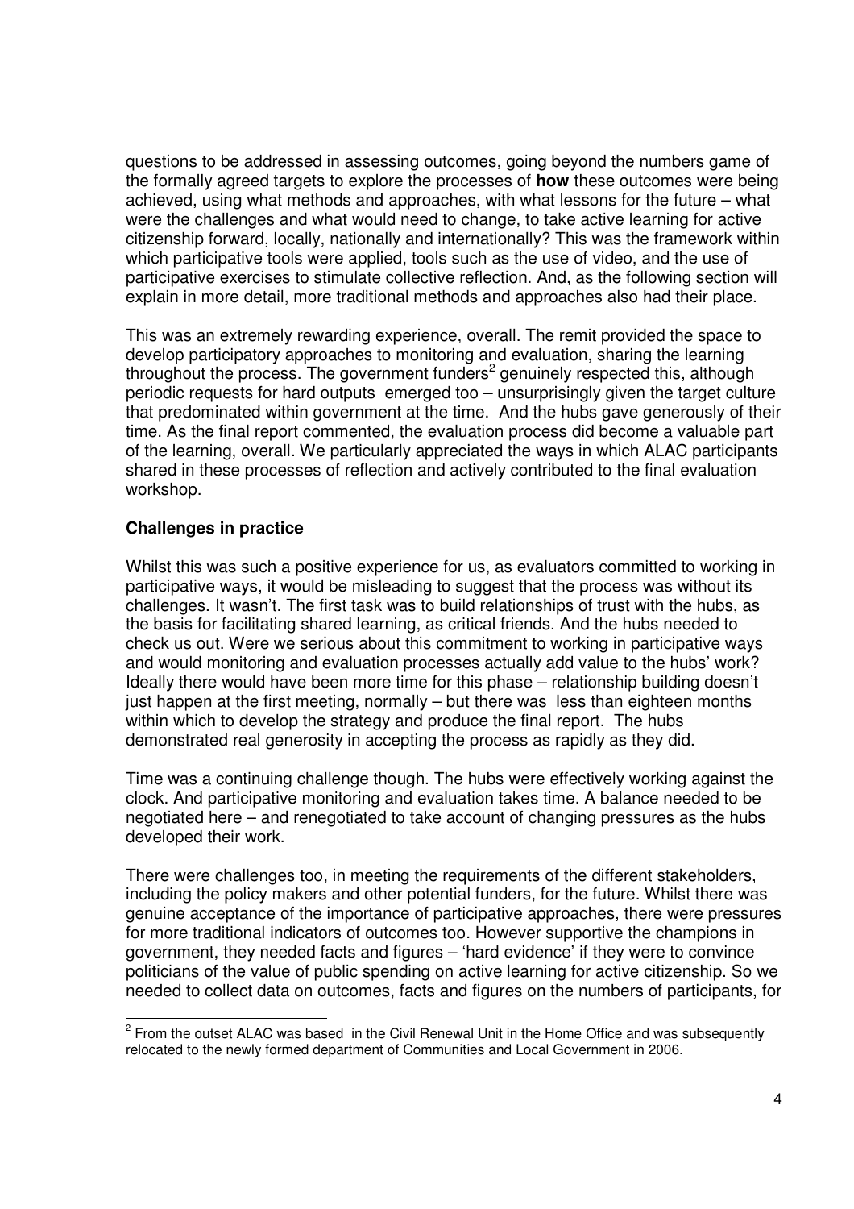questions to be addressed in assessing outcomes, going beyond the numbers game of the formally agreed targets to explore the processes of **how** these outcomes were being achieved, using what methods and approaches, with what lessons for the future – what were the challenges and what would need to change, to take active learning for active citizenship forward, locally, nationally and internationally? This was the framework within which participative tools were applied, tools such as the use of video, and the use of participative exercises to stimulate collective reflection. And, as the following section will explain in more detail, more traditional methods and approaches also had their place.

This was an extremely rewarding experience, overall. The remit provided the space to develop participatory approaches to monitoring and evaluation, sharing the learning throughout the process. The government funders[2] genuinely respected this, although periodic requests for hard outputs emerged too – unsurprisingly given the target culture that predominated within government at the time. And the hubs gave generously of their time. As the final report commented, the evaluation process did become a valuable part of the learning, overall. We particularly appreciated the ways in which ALAC participants shared in these processes of reflection and actively contributed to the final evaluation workshop.

**Challenges in practice**

Whilst this was such a positive experience for us, as evaluators committed to working in participative ways, it would be misleading to suggest that the process was without its challenges. It wasn't. The first task was to build relationships of trust with the hubs, as the basis for facilitating shared learning, as critical friends. And the hubs needed to check us out. Were we serious about this commitment to working in participative ways and would monitoring and evaluation processes actually add value to the hubs' work? Ideally there would have been more time for this phase – relationship building doesn't just happen at the first meeting, normally – but there was less than eighteen months within which to develop the strategy and produce the final report. The hubs demonstrated real generosity in accepting the process as rapidly as they did.

Time was a continuing challenge though. The hubs were effectively working against the clock. And participative monitoring and evaluation takes time. A balance needed to be negotiated here – and renegotiated to take account of changing pressures as the hubs developed their work.

There were challenges too, in meeting the requirements of the different stakeholders, including the policy makers and other potential funders, for the future. Whilst there was genuine acceptance of the importance of participative approaches, there were pressures for more traditional indicators of outcomes too. However supportive the champions in government, they needed facts and figures – 'hard evidence' if they were to convince politicians of the value of public spending on active learning for active citizenship. So we needed to collect data on outcomes, facts and figures on the numbers of participants, for

[2] From the outset ALAC was based in the Civil Renewal Unit in the Home Office and was subsequently relocated to the newly formed department of Communities and Local Government in 2006.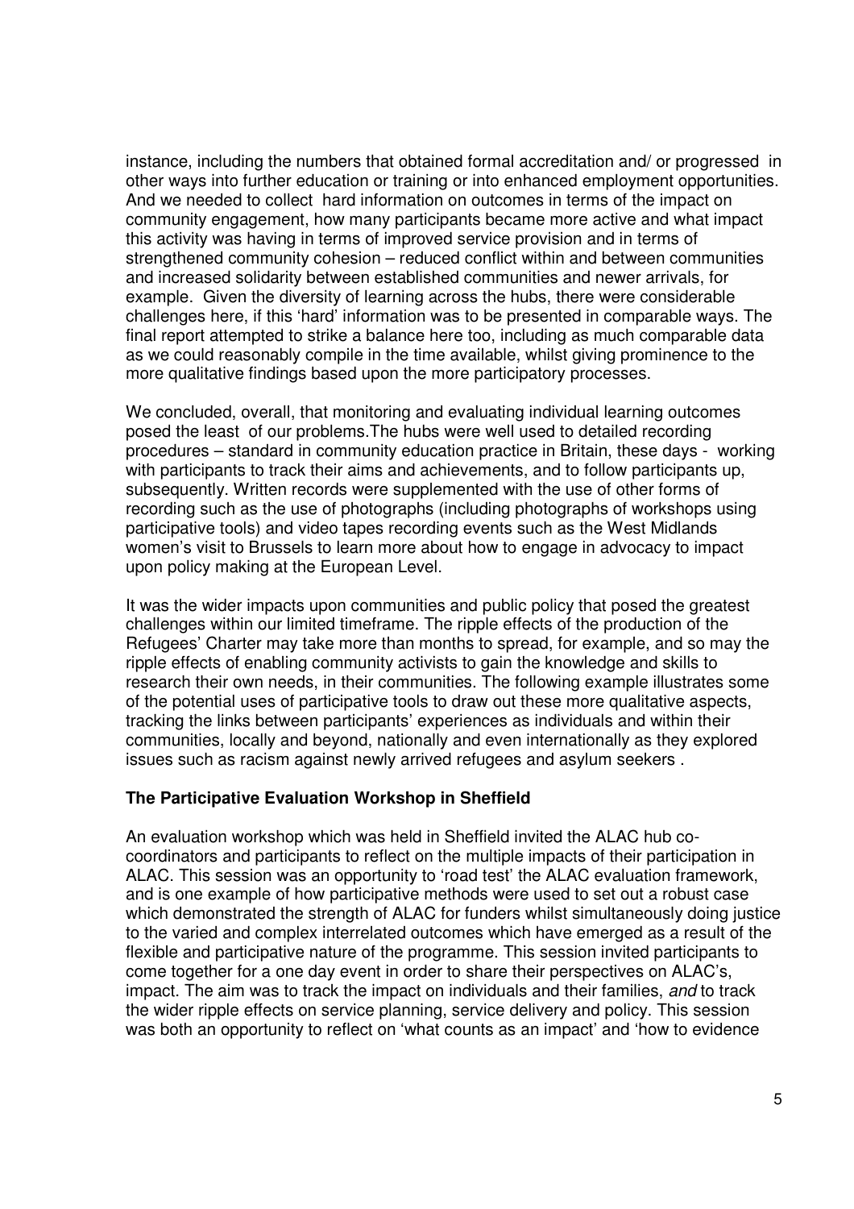instance, including the numbers that obtained formal accreditation and/ or progressed in other ways into further education or training or into enhanced employment opportunities. And we needed to collect hard information on outcomes in terms of the impact on community engagement, how many participants became more active and what impact this activity was having in terms of improved service provision and in terms of strengthened community cohesion – reduced conflict within and between communities and increased solidarity between established communities and newer arrivals, for example. Given the diversity of learning across the hubs, there were considerable challenges here, if this 'hard' information was to be presented in comparable ways. The final report attempted to strike a balance here too, including as much comparable data as we could reasonably compile in the time available, whilst giving prominence to the more qualitative findings based upon the more participatory processes.

We concluded, overall, that monitoring and evaluating individual learning outcomes posed the least of our problems.The hubs were well used to detailed recording procedures – standard in community education practice in Britain, these days - working with participants to track their aims and achievements, and to follow participants up, subsequently. Written records were supplemented with the use of other forms of recording such as the use of photographs (including photographs of workshops using participative tools) and video tapes recording events such as the West Midlands women's visit to Brussels to learn more about how to engage in advocacy to impact upon policy making at the European Level.

It was the wider impacts upon communities and public policy that posed the greatest challenges within our limited timeframe. The ripple effects of the production of the Refugees' Charter may take more than months to spread, for example, and so may the ripple effects of enabling community activists to gain the knowledge and skills to research their own needs, in their communities. The following example illustrates some of the potential uses of participative tools to draw out these more qualitative aspects, tracking the links between participants' experiences as individuals and within their communities, locally and beyond, nationally and even internationally as they explored issues such as racism against newly arrived refugees and asylum seekers .

**The Participative Evaluation Workshop in Sheffield**

An evaluation workshop which was held in Sheffield invited the ALAC hub co-coordinators and participants to reflect on the multiple impacts of their participation in ALAC. This session was an opportunity to 'road test' the ALAC evaluation framework, and is one example of how participative methods were used to set out a robust case which demonstrated the strength of ALAC for funders whilst simultaneously doing justice to the varied and complex interrelated outcomes which have emerged as a result of the flexible and participative nature of the programme. This session invited participants to come together for a one day event in order to share their perspectives on ALAC's, impact. The aim was to track the impact on individuals and their families, *and* to track the wider ripple effects on service planning, service delivery and policy. This session was both an opportunity to reflect on 'what counts as an impact' and 'how to evidence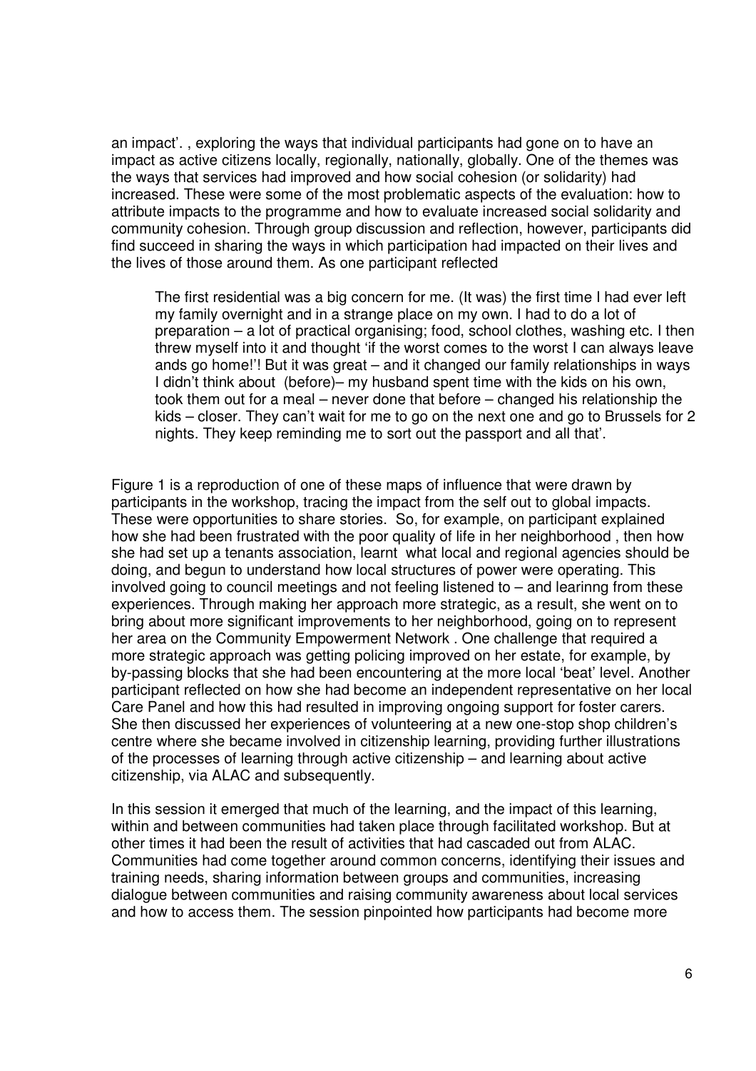an impact'. , exploring the ways that individual participants had gone on to have an impact as active citizens locally, regionally, nationally, globally. One of the themes was the ways that services had improved and how social cohesion (or solidarity) had increased. These were some of the most problematic aspects of the evaluation: how to attribute impacts to the programme and how to evaluate increased social solidarity and community cohesion. Through group discussion and reflection, however, participants did find succeed in sharing the ways in which participation had impacted on their lives and the lives of those around them. As one participant reflected

> The first residential was a big concern for me. (It was) the first time I had ever left my family overnight and in a strange place on my own. I had to do a lot of preparation – a lot of practical organising; food, school clothes, washing etc. I then threw myself into it and thought 'if the worst comes to the worst I can always leave ands go home!'! But it was great – and it changed our family relationships in ways I didn't think about (before)– my husband spent time with the kids on his own, took them out for a meal – never done that before – changed his relationship the kids – closer. They can't wait for me to go on the next one and go to Brussels for 2 nights. They keep reminding me to sort out the passport and all that'.

Figure 1 is a reproduction of one of these maps of influence that were drawn by participants in the workshop, tracing the impact from the self out to global impacts. These were opportunities to share stories. So, for example, on participant explained how she had been frustrated with the poor quality of life in her neighborhood , then how she had set up a tenants association, learnt what local and regional agencies should be doing, and begun to understand how local structures of power were operating. This involved going to council meetings and not feeling listened to – and learinng from these experiences. Through making her approach more strategic, as a result, she went on to bring about more significant improvements to her neighborhood, going on to represent her area on the Community Empowerment Network . One challenge that required a more strategic approach was getting policing improved on her estate, for example, by by-passing blocks that she had been encountering at the more local 'beat' level. Another participant reflected on how she had become an independent representative on her local Care Panel and how this had resulted in improving ongoing support for foster carers. She then discussed her experiences of volunteering at a new one-stop shop children's centre where she became involved in citizenship learning, providing further illustrations of the processes of learning through active citizenship – and learning about active citizenship, via ALAC and subsequently.

In this session it emerged that much of the learning, and the impact of this learning, within and between communities had taken place through facilitated workshop. But at other times it had been the result of activities that had cascaded out from ALAC. Communities had come together around common concerns, identifying their issues and training needs, sharing information between groups and communities, increasing dialogue between communities and raising community awareness about local services and how to access them. The session pinpointed how participants had become more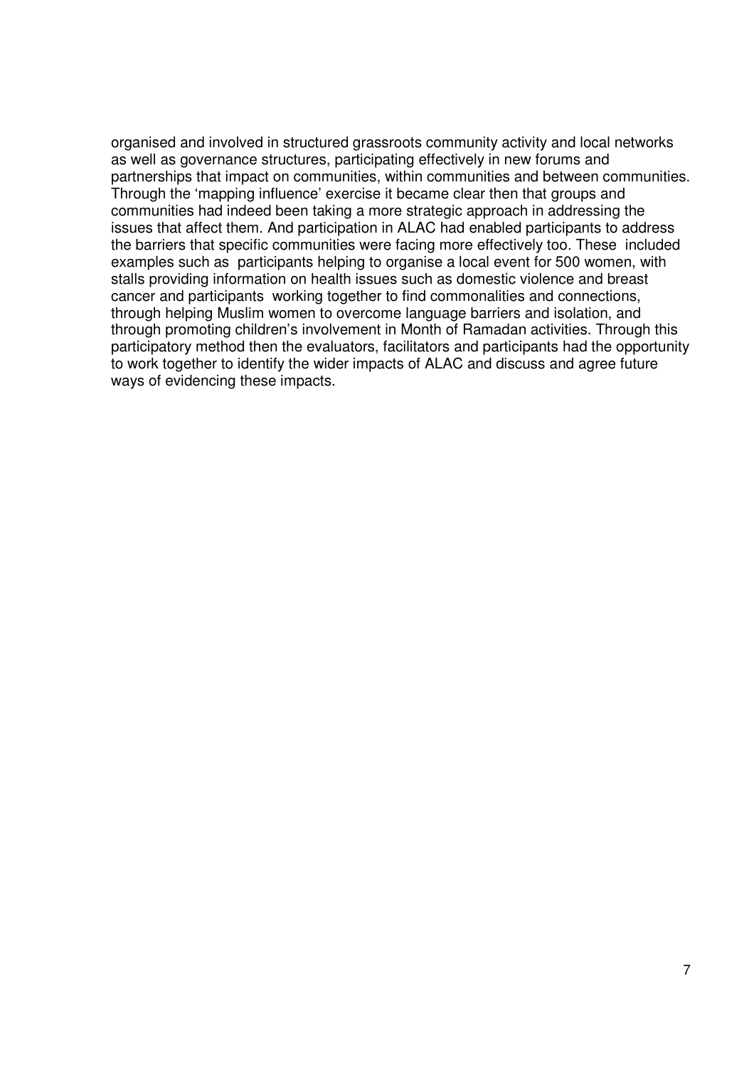organised and involved in structured grassroots community activity and local networks as well as governance structures, participating effectively in new forums and partnerships that impact on communities, within communities and between communities. Through the 'mapping influence' exercise it became clear then that groups and communities had indeed been taking a more strategic approach in addressing the issues that affect them. And participation in ALAC had enabled participants to address the barriers that specific communities were facing more effectively too. These included examples such as participants helping to organise a local event for 500 women, with stalls providing information on health issues such as domestic violence and breast cancer and participants working together to find commonalities and connections, through helping Muslim women to overcome language barriers and isolation, and through promoting children's involvement in Month of Ramadan activities. Through this participatory method then the evaluators, facilitators and participants had the opportunity to work together to identify the wider impacts of ALAC and discuss and agree future ways of evidencing these impacts.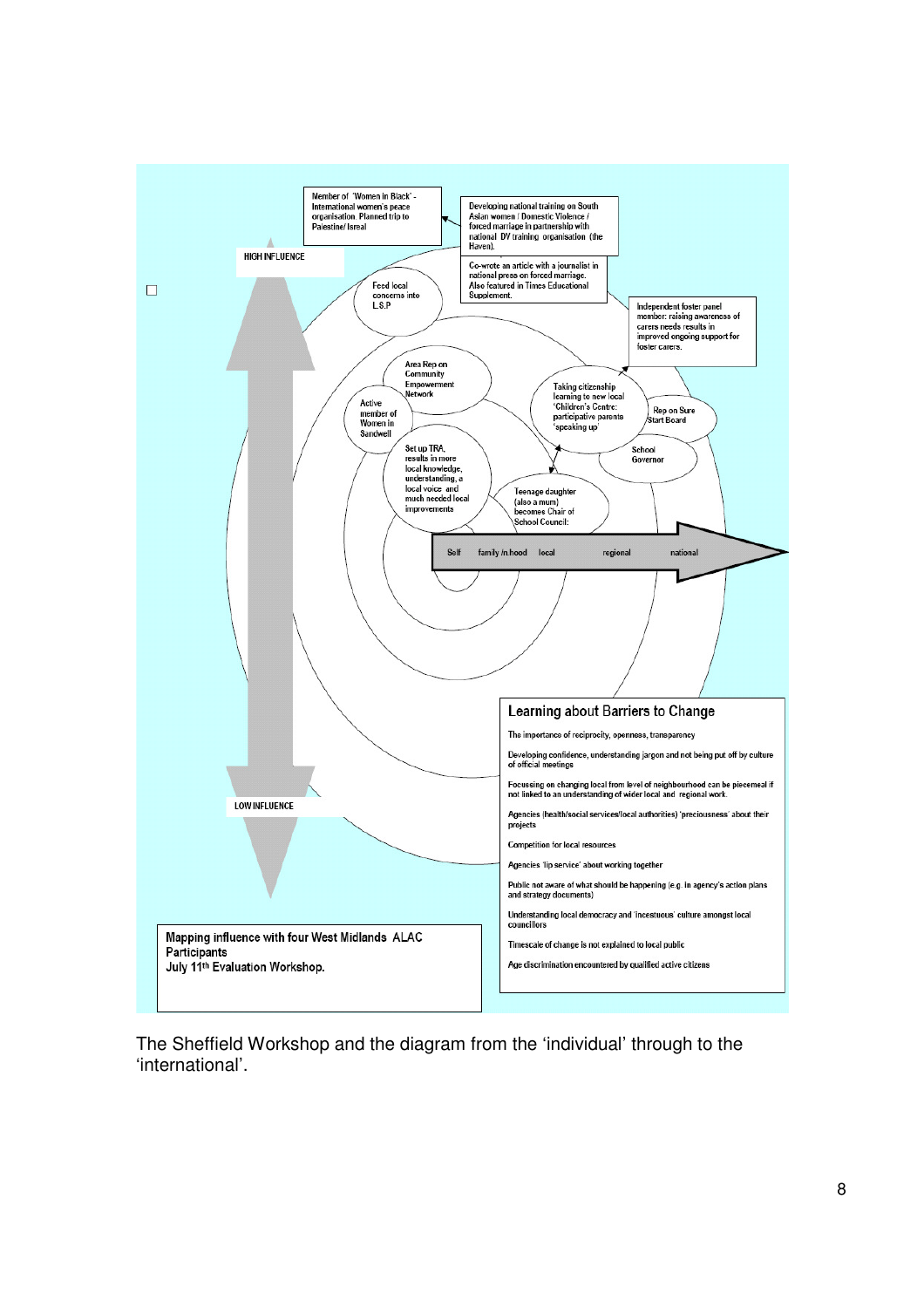Member of 'Women in Black' - International women's peace organisation. Planned trip to Palestine/ Isreal

Developing national training on South Asian women / Domestic Violence / forced marriage in partnership with national DV training organisation (the Haven).

Co-wrote an article with a journalist in national press on forced marriage. Also featured in Times Educational Supplement.

HIGH INFLUENCE

Feed local concerns into L.S.P

Independent foster panel member: raising awareness of carers needs results in improved ongoing support for foster carers.

Area Rep on Community Empowerment Network

Active member of Women in Sandwell

Taking citizenship learning to new local 'Children's Centre: participative parents 'speaking up'

Rep on Sure Start Board

School Governor

Set up TRA, results in more local knowledge, understanding, a local voice and much needed local improvements

Teenage daughter (also a mum) becomes Chair of School Council:

Self | family /n.hood | local | regional | national

LOW INFLUENCE

## Learning about Barriers to Change

The importance of reciprocity, openness, transparency

Developing confidence, understanding jargon and not being put off by culture of official meetings

Focussing on changing local from level of neighbourhood can be piecemeal if not linked to an understanding of wider local and regional work.

Agencies (health/social services/local authorities) 'preciousness' about their projects

Competition for local resources

Agencies 'lip service' about working together

Public not aware of what should be happening (e.g. in agency's action plans and strategy documents)

Understanding local democracy and 'incestuous' culture amongst local councillors

Timescale of change is not explained to local public

Age discrimination encountered by qualified active citizens

**Mapping influence with four West Midlands ALAC Participants**
**July 11th Evaluation Workshop.**

The Sheffield Workshop and the diagram from the 'individual' through to the 'international'.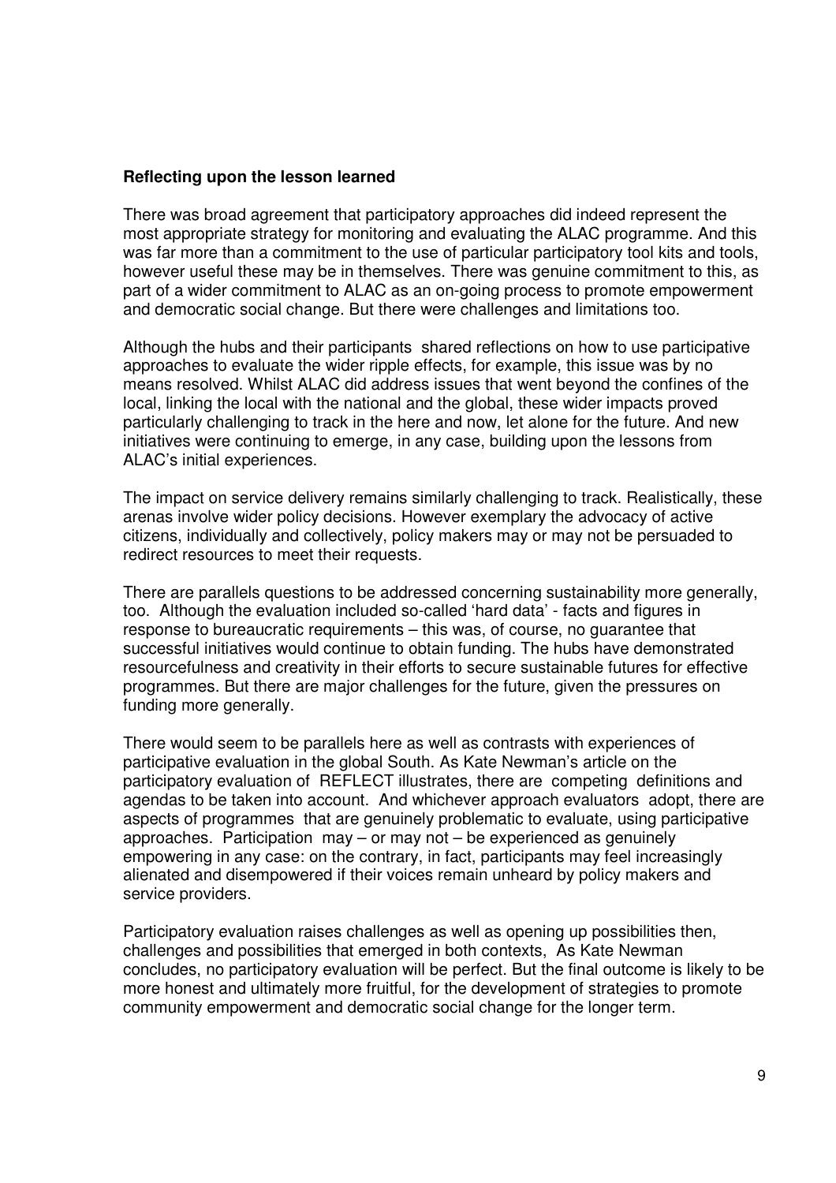**Reflecting upon the lesson learned**

There was broad agreement that participatory approaches did indeed represent the most appropriate strategy for monitoring and evaluating the ALAC programme. And this was far more than a commitment to the use of particular participatory tool kits and tools, however useful these may be in themselves. There was genuine commitment to this, as part of a wider commitment to ALAC as an on-going process to promote empowerment and democratic social change. But there were challenges and limitations too.

Although the hubs and their participants shared reflections on how to use participative approaches to evaluate the wider ripple effects, for example, this issue was by no means resolved. Whilst ALAC did address issues that went beyond the confines of the local, linking the local with the national and the global, these wider impacts proved particularly challenging to track in the here and now, let alone for the future. And new initiatives were continuing to emerge, in any case, building upon the lessons from ALAC's initial experiences.

The impact on service delivery remains similarly challenging to track. Realistically, these arenas involve wider policy decisions. However exemplary the advocacy of active citizens, individually and collectively, policy makers may or may not be persuaded to redirect resources to meet their requests.

There are parallels questions to be addressed concerning sustainability more generally, too. Although the evaluation included so-called 'hard data' - facts and figures in response to bureaucratic requirements – this was, of course, no guarantee that successful initiatives would continue to obtain funding. The hubs have demonstrated resourcefulness and creativity in their efforts to secure sustainable futures for effective programmes. But there are major challenges for the future, given the pressures on funding more generally.

There would seem to be parallels here as well as contrasts with experiences of participative evaluation in the global South. As Kate Newman's article on the participatory evaluation of REFLECT illustrates, there are competing definitions and agendas to be taken into account. And whichever approach evaluators adopt, there are aspects of programmes that are genuinely problematic to evaluate, using participative approaches. Participation may – or may not – be experienced as genuinely empowering in any case: on the contrary, in fact, participants may feel increasingly alienated and disempowered if their voices remain unheard by policy makers and service providers.

Participatory evaluation raises challenges as well as opening up possibilities then, challenges and possibilities that emerged in both contexts, As Kate Newman concludes, no participatory evaluation will be perfect. But the final outcome is likely to be more honest and ultimately more fruitful, for the development of strategies to promote community empowerment and democratic social change for the longer term.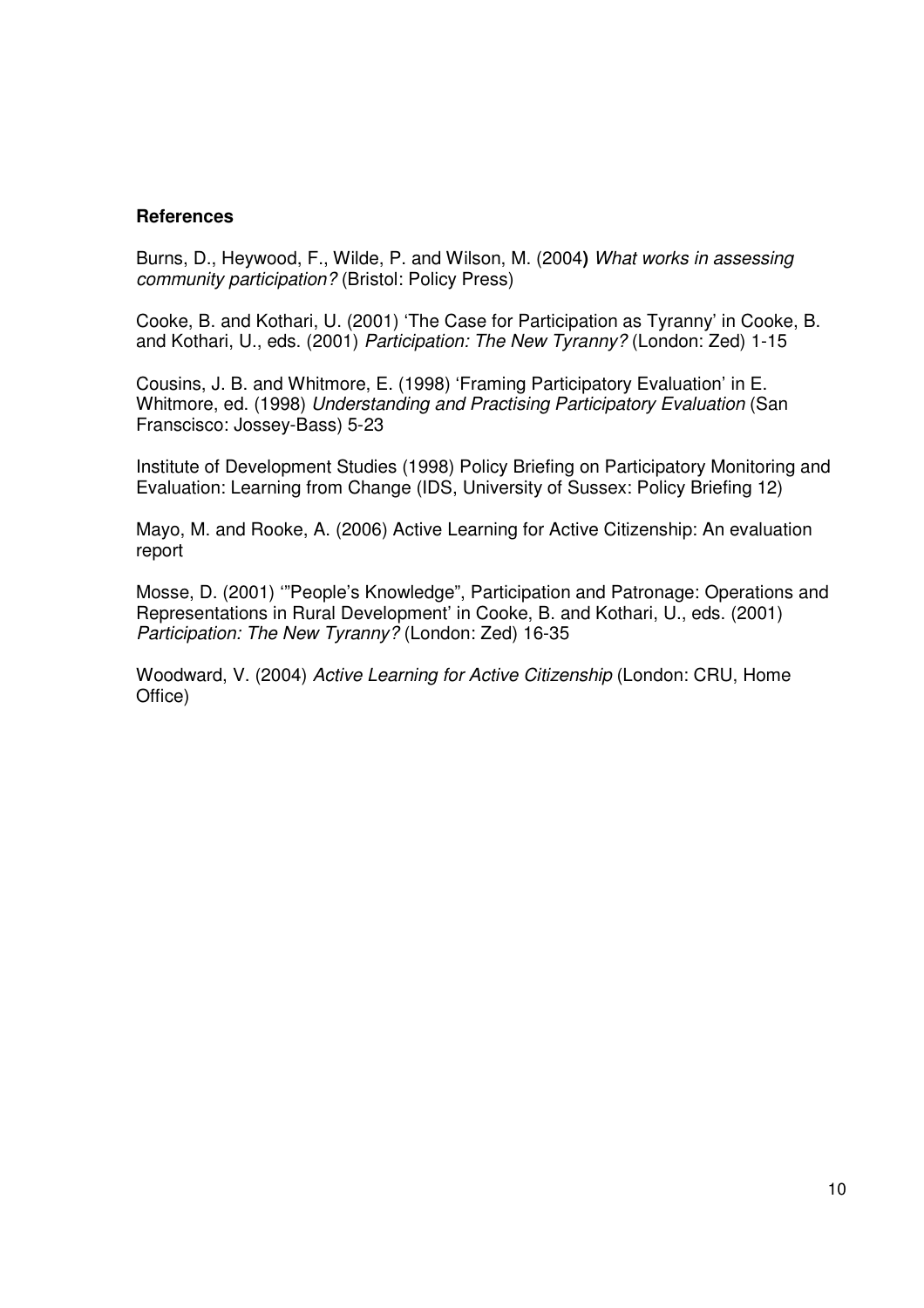**References**

Burns, D., Heywood, F., Wilde, P. and Wilson, M. (2004**)** *What works in assessing community participation?* (Bristol: Policy Press)

Cooke, B. and Kothari, U. (2001) 'The Case for Participation as Tyranny' in Cooke, B. and Kothari, U., eds. (2001) *Participation: The New Tyranny?* (London: Zed) 1-15

Cousins, J. B. and Whitmore, E. (1998) 'Framing Participatory Evaluation' in E. Whitmore, ed. (1998) *Understanding and Practising Participatory Evaluation* (San Franscisco: Jossey-Bass) 5-23

Institute of Development Studies (1998) Policy Briefing on Participatory Monitoring and Evaluation: Learning from Change (IDS, University of Sussex: Policy Briefing 12)

Mayo, M. and Rooke, A. (2006) Active Learning for Active Citizenship: An evaluation report

Mosse, D. (2001) '"People's Knowledge", Participation and Patronage: Operations and Representations in Rural Development' in Cooke, B. and Kothari, U., eds. (2001) *Participation: The New Tyranny?* (London: Zed) 16-35

Woodward, V. (2004) *Active Learning for Active Citizenship* (London: CRU, Home Office)